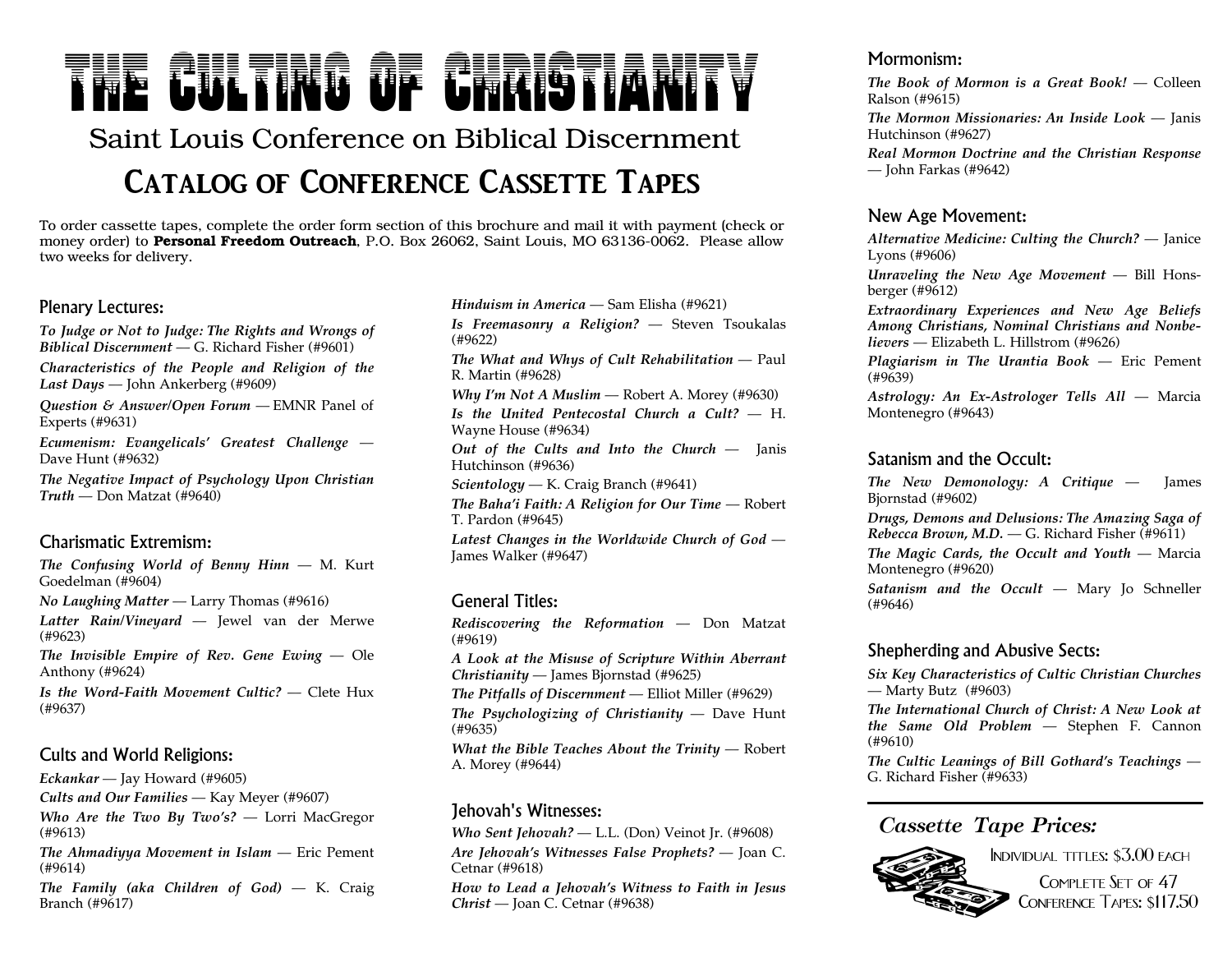# THE CULTING OF CHRISTIANITY

## Saint Louis Conference on Biblical Discernment

## Catalog of Conference Cassette Tapes

To order cassette tapes, complete the order form section of this brochure and mail it with payment (check or money order) to **Personal Freedom Outreach**, P.O. Box 26062, Saint Louis, MO 63136-0062. Please allow two weeks for delivery.

### Plenary Lectures:

***To Judge or Not to Judge: The Rights and Wrongs of Biblical Discernment*** — G. Richard Fisher (#9601)

***Characteristics of the People and Religion of the Last Days*** — John Ankerberg (#9609)

***Question & Answer/Open Forum*** — EMNR Panel of Experts (#9631)

***Ecumenism: Evangelicals' Greatest Challenge*** — Dave Hunt (#9632)

***The Negative Impact of Psychology Upon Christian Truth*** — Don Matzat (#9640)

### Charismatic Extremism:

***The Confusing World of Benny Hinn*** — M. Kurt Goedelman (#9604)

***No Laughing Matter*** — Larry Thomas (#9616)

***Latter Rain/Vineyard*** — Jewel van der Merwe (#9623)

***The Invisible Empire of Rev. Gene Ewing*** — Ole Anthony (#9624)

***Is the Word-Faith Movement Cultic?*** — Clete Hux (#9637)

### Cults and World Religions:

***Eckankar*** — Jay Howard (#9605)

***Cults and Our Families*** — Kay Meyer (#9607)

***Who Are the Two By Two's?*** — Lorri MacGregor (#9613)

***The Ahmadiyya Movement in Islam*** — Eric Pement (#9614)

***The Family (aka Children of God)*** — K. Craig Branch (#9617)

***Hinduism in America*** — Sam Elisha (#9621)

***Is Freemasonry a Religion?*** — Steven Tsoukalas (#9622)

***The What and Whys of Cult Rehabilitation*** — Paul R. Martin (#9628)

***Why I'm Not A Muslim*** — Robert A. Morey (#9630)

***Is the United Pentecostal Church a Cult?*** — H. Wayne House (#9634)

***Out of the Cults and Into the Church*** — Janis Hutchinson (#9636)

***Scientology*** — K. Craig Branch (#9641)

***The Baha'i Faith: A Religion for Our Time*** — Robert T. Pardon (#9645)

***Latest Changes in the Worldwide Church of God*** — James Walker (#9647)

### General Titles:

***Rediscovering the Reformation*** — Don Matzat (#9619)

***A Look at the Misuse of Scripture Within Aberrant Christianity*** — James Bjornstad (#9625)

***The Pitfalls of Discernment*** — Elliot Miller (#9629)

***The Psychologizing of Christianity*** — Dave Hunt (#9635)

***What the Bible Teaches About the Trinity*** — Robert A. Morey (#9644)

### Jehovah's Witnesses:

***Who Sent Jehovah?*** — L.L. (Don) Veinot Jr. (#9608)

***Are Jehovah's Witnesses False Prophets?*** — Joan C. Cetnar (#9618)

***How to Lead a Jehovah's Witness to Faith in Jesus Christ*** — Joan C. Cetnar (#9638)

### Mormonism:

***The Book of Mormon is a Great Book!*** — Colleen Ralson (#9615)

***The Mormon Missionaries: An Inside Look*** — Janis Hutchinson (#9627)

***Real Mormon Doctrine and the Christian Response*** — John Farkas (#9642)

### New Age Movement:

***Alternative Medicine: Culting the Church?*** — Janice Lyons (#9606)

***Unraveling the New Age Movement*** — Bill Honsberger (#9612)

***Extraordinary Experiences and New Age Beliefs Among Christians, Nominal Christians and Nonbelievers*** — Elizabeth L. Hillstrom (#9626)

***Plagiarism in The Urantia Book*** — Eric Pement (#9639)

***Astrology: An Ex-Astrologer Tells All*** — Marcia Montenegro (#9643)

### Satanism and the Occult:

***The New Demonology: A Critique*** — James Bjornstad (#9602)

***Drugs, Demons and Delusions: The Amazing Saga of Rebecca Brown, M.D.*** — G. Richard Fisher (#9611)

***The Magic Cards, the Occult and Youth*** — Marcia Montenegro (#9620)

***Satanism and the Occult*** — Mary Jo Schneller (#9646)

### Shepherding and Abusive Sects:

***Six Key Characteristics of Cultic Christian Churches*** — Marty Butz (#9603)

***The International Church of Christ: A New Look at the Same Old Problem*** — Stephen F. Cannon (#9610)

***The Cultic Leanings of Bill Gothard's Teachings*** — G. Richard Fisher (#9633)

### *Cassette Tape Prices:*

Individual titles: $3.00 each

Complete Set of 47 Conference Tapes: $117.50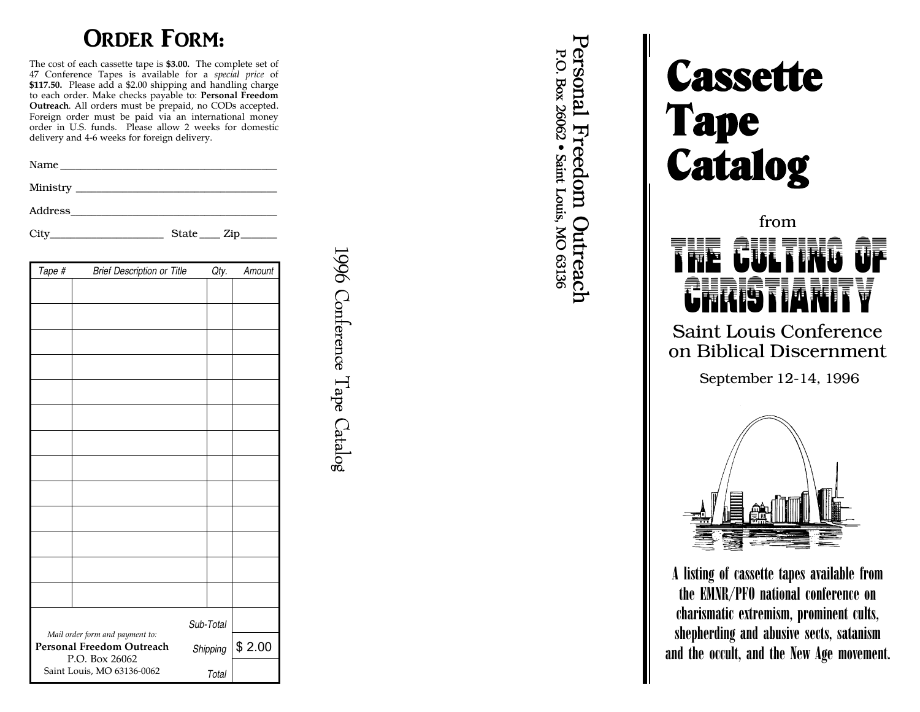# ORDER FORM:

The cost of each cassette tape is **$3.00.** The complete set of 47 Conference Tapes is available for a *special price* of **$117.50.** Please add a $2.00 shipping and handling charge to each order. Make checks payable to: **Personal Freedom Outreach**. All orders must be prepaid, no CODs accepted. Foreign order must be paid via an international money order in U.S. funds. Please allow 2 weeks for domestic delivery and 4-6 weeks for foreign delivery.

Name___________________________________

Ministry _______________________________

Address________________________________

City________________ State____ Zip______

| Tape # | Brief Description or Title | Qty. | Amount |
|---|---|---|---|
| | | | |
| | | | |
| | | | |
| | | | |
| | | | |
| | | | |
| | | | |
| | | | |
| | | | |
| | | | |
| | | | |
| | | | |
| | | | |
| | | Sub-Total | |
| | | Shipping | $ 2.00 |
| | | Total | |

*Mail order form and payment to:*
**Personal Freedom Outreach**
P.O. Box 26062
Saint Louis, MO 63136-0062

1996 Conference Tape Catalog

Personal Freedom Outreach
P.O. Box 26062 • Saint Louis, MO 63136

# Cassette Tape Catalog

from

## THE CULTING OF CHRISTIANITY

Saint Louis Conference on Biblical Discernment

September 12-14, 1996

**A listing of cassette tapes available from the EMNR/PFO national conference on charismatic extremism, prominent cults, shepherding and abusive sects, satanism and the occult, and the New Age movement.**